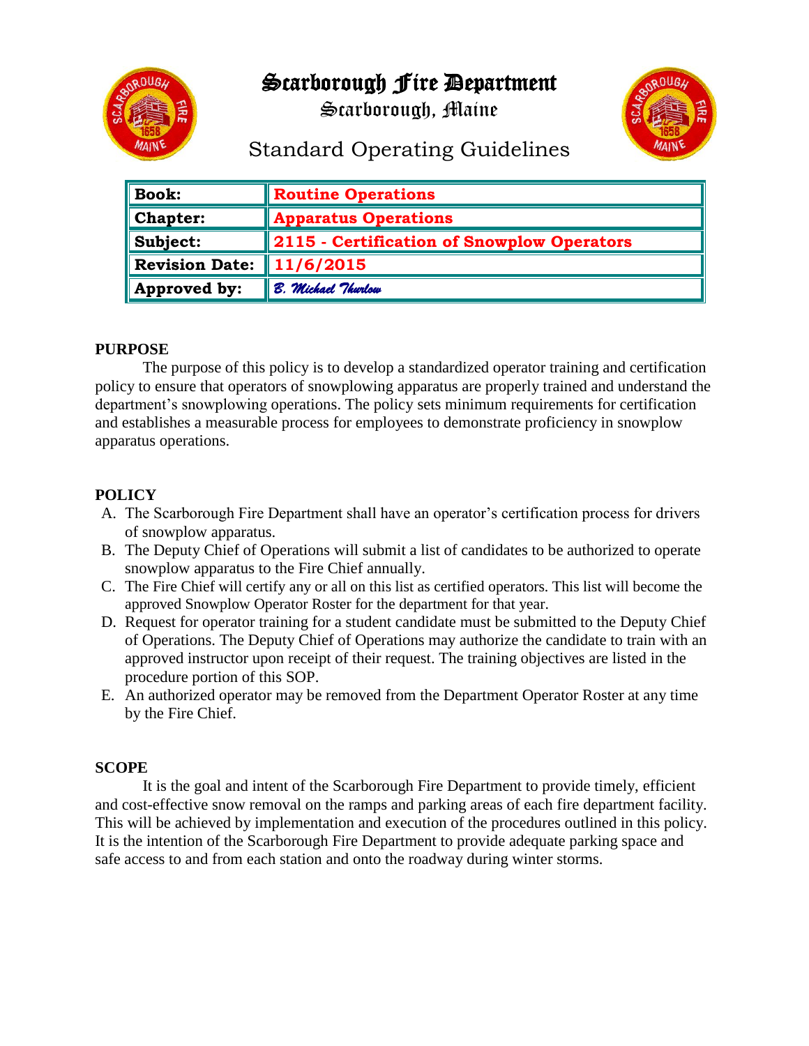# Scarborough Fire Department

Scarborough, Maine

## Standard Operating Guidelines

| **Book:** | **Routine Operations** |
|---|---|
| **Chapter:** | **Apparatus Operations** |
| **Subject:** | **2115 - Certification of Snowplow Operators** |
| **Revision Date:** | **11/6/2015** |
| **Approved by:** | *B. Michael Thurlow* |

### PURPOSE

The purpose of this policy is to develop a standardized operator training and certification policy to ensure that operators of snowplowing apparatus are properly trained and understand the department's snowplowing operations. The policy sets minimum requirements for certification and establishes a measurable process for employees to demonstrate proficiency in snowplow apparatus operations.

### POLICY

A. The Scarborough Fire Department shall have an operator's certification process for drivers of snowplow apparatus.

B. The Deputy Chief of Operations will submit a list of candidates to be authorized to operate snowplow apparatus to the Fire Chief annually.

C. The Fire Chief will certify any or all on this list as certified operators. This list will become the approved Snowplow Operator Roster for the department for that year.

D. Request for operator training for a student candidate must be submitted to the Deputy Chief of Operations. The Deputy Chief of Operations may authorize the candidate to train with an approved instructor upon receipt of their request. The training objectives are listed in the procedure portion of this SOP.

E. An authorized operator may be removed from the Department Operator Roster at any time by the Fire Chief.

### SCOPE

It is the goal and intent of the Scarborough Fire Department to provide timely, efficient and cost-effective snow removal on the ramps and parking areas of each fire department facility. This will be achieved by implementation and execution of the procedures outlined in this policy. It is the intention of the Scarborough Fire Department to provide adequate parking space and safe access to and from each station and onto the roadway during winter storms.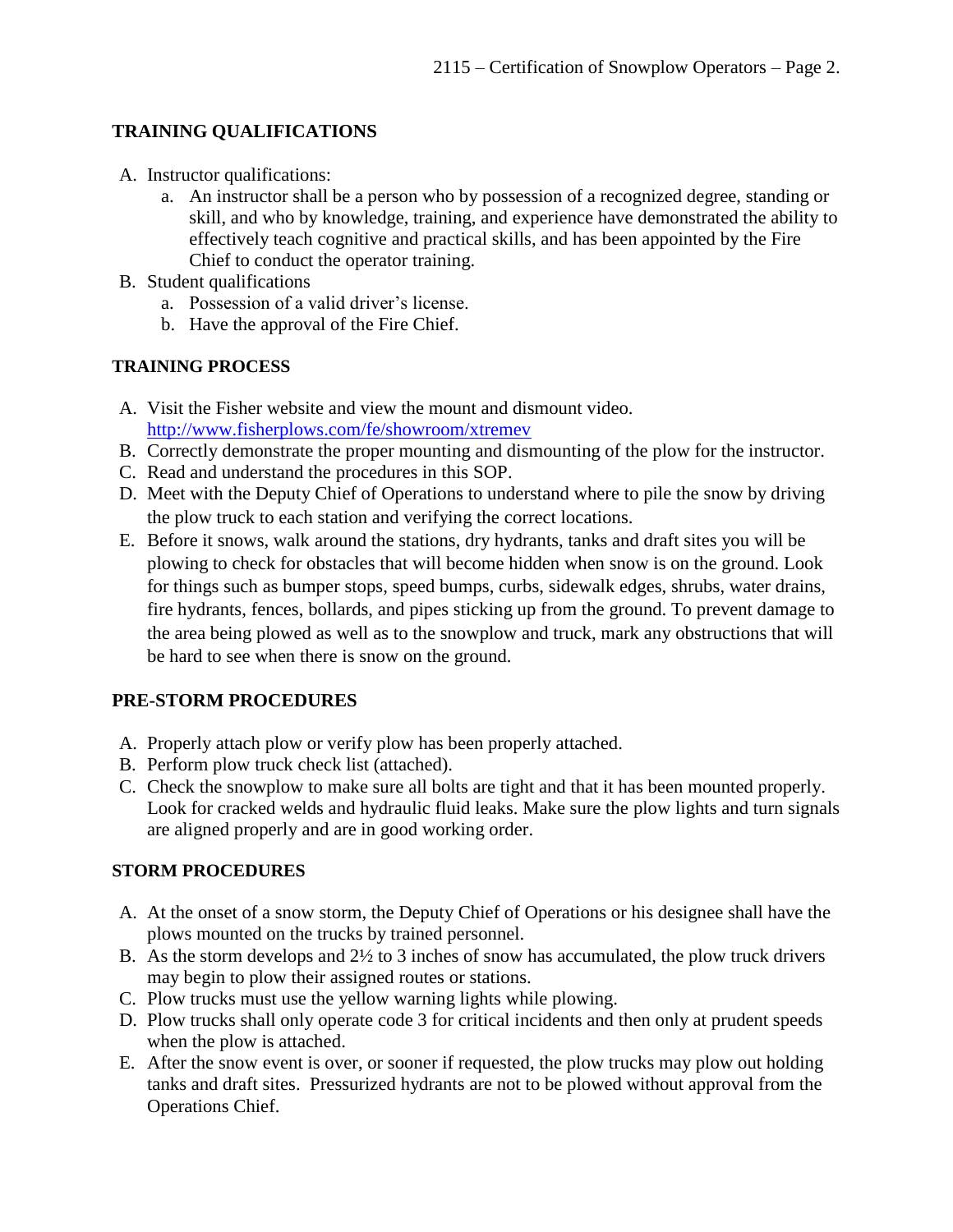## TRAINING QUALIFICATIONS

A. Instructor qualifications:
   a. An instructor shall be a person who by possession of a recognized degree, standing or skill, and who by knowledge, training, and experience have demonstrated the ability to effectively teach cognitive and practical skills, and has been appointed by the Fire Chief to conduct the operator training.

B. Student qualifications
   a. Possession of a valid driver's license.
   b. Have the approval of the Fire Chief.

## TRAINING PROCESS

A. Visit the Fisher website and view the mount and dismount video. http://www.fisherplows.com/fe/showroom/xtremev
B. Correctly demonstrate the proper mounting and dismounting of the plow for the instructor.
C. Read and understand the procedures in this SOP.
D. Meet with the Deputy Chief of Operations to understand where to pile the snow by driving the plow truck to each station and verifying the correct locations.
E. Before it snows, walk around the stations, dry hydrants, tanks and draft sites you will be plowing to check for obstacles that will become hidden when snow is on the ground. Look for things such as bumper stops, speed bumps, curbs, sidewalk edges, shrubs, water drains, fire hydrants, fences, bollards, and pipes sticking up from the ground. To prevent damage to the area being plowed as well as to the snowplow and truck, mark any obstructions that will be hard to see when there is snow on the ground.

## PRE-STORM PROCEDURES

A. Properly attach plow or verify plow has been properly attached.
B. Perform plow truck check list (attached).
C. Check the snowplow to make sure all bolts are tight and that it has been mounted properly. Look for cracked welds and hydraulic fluid leaks. Make sure the plow lights and turn signals are aligned properly and are in good working order.

## STORM PROCEDURES

A. At the onset of a snow storm, the Deputy Chief of Operations or his designee shall have the plows mounted on the trucks by trained personnel.
B. As the storm develops and 2½ to 3 inches of snow has accumulated, the plow truck drivers may begin to plow their assigned routes or stations.
C. Plow trucks must use the yellow warning lights while plowing.
D. Plow trucks shall only operate code 3 for critical incidents and then only at prudent speeds when the plow is attached.
E. After the snow event is over, or sooner if requested, the plow trucks may plow out holding tanks and draft sites. Pressurized hydrants are not to be plowed without approval from the Operations Chief.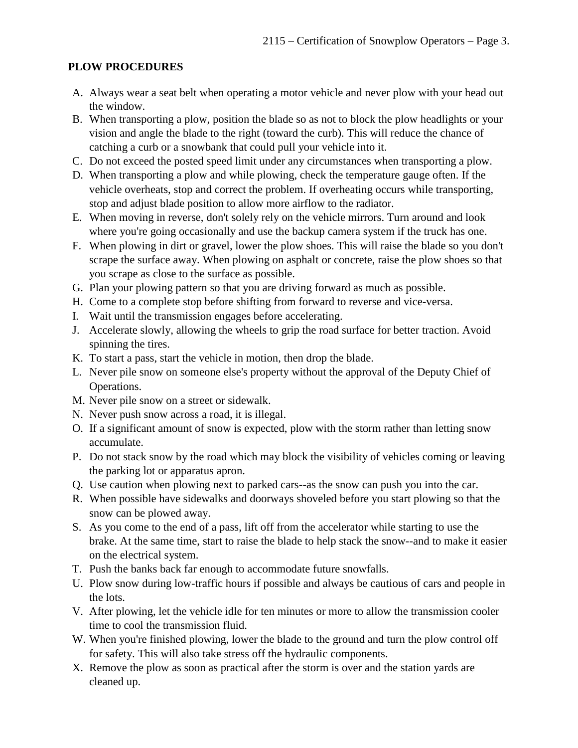**PLOW PROCEDURES**

A. Always wear a seat belt when operating a motor vehicle and never plow with your head out the window.
B. When transporting a plow, position the blade so as not to block the plow headlights or your vision and angle the blade to the right (toward the curb). This will reduce the chance of catching a curb or a snowbank that could pull your vehicle into it.
C. Do not exceed the posted speed limit under any circumstances when transporting a plow.
D. When transporting a plow and while plowing, check the temperature gauge often. If the vehicle overheats, stop and correct the problem. If overheating occurs while transporting, stop and adjust blade position to allow more airflow to the radiator.
E. When moving in reverse, don't solely rely on the vehicle mirrors. Turn around and look where you're going occasionally and use the backup camera system if the truck has one.
F. When plowing in dirt or gravel, lower the plow shoes. This will raise the blade so you don't scrape the surface away. When plowing on asphalt or concrete, raise the plow shoes so that you scrape as close to the surface as possible.
G. Plan your plowing pattern so that you are driving forward as much as possible.
H. Come to a complete stop before shifting from forward to reverse and vice-versa.
I. Wait until the transmission engages before accelerating.
J. Accelerate slowly, allowing the wheels to grip the road surface for better traction. Avoid spinning the tires.
K. To start a pass, start the vehicle in motion, then drop the blade.
L. Never pile snow on someone else's property without the approval of the Deputy Chief of Operations.
M. Never pile snow on a street or sidewalk.
N. Never push snow across a road, it is illegal.
O. If a significant amount of snow is expected, plow with the storm rather than letting snow accumulate.
P. Do not stack snow by the road which may block the visibility of vehicles coming or leaving the parking lot or apparatus apron.
Q. Use caution when plowing next to parked cars--as the snow can push you into the car.
R. When possible have sidewalks and doorways shoveled before you start plowing so that the snow can be plowed away.
S. As you come to the end of a pass, lift off from the accelerator while starting to use the brake. At the same time, start to raise the blade to help stack the snow--and to make it easier on the electrical system.
T. Push the banks back far enough to accommodate future snowfalls.
U. Plow snow during low-traffic hours if possible and always be cautious of cars and people in the lots.
V. After plowing, let the vehicle idle for ten minutes or more to allow the transmission cooler time to cool the transmission fluid.
W. When you're finished plowing, lower the blade to the ground and turn the plow control off for safety. This will also take stress off the hydraulic components.
X. Remove the plow as soon as practical after the storm is over and the station yards are cleaned up.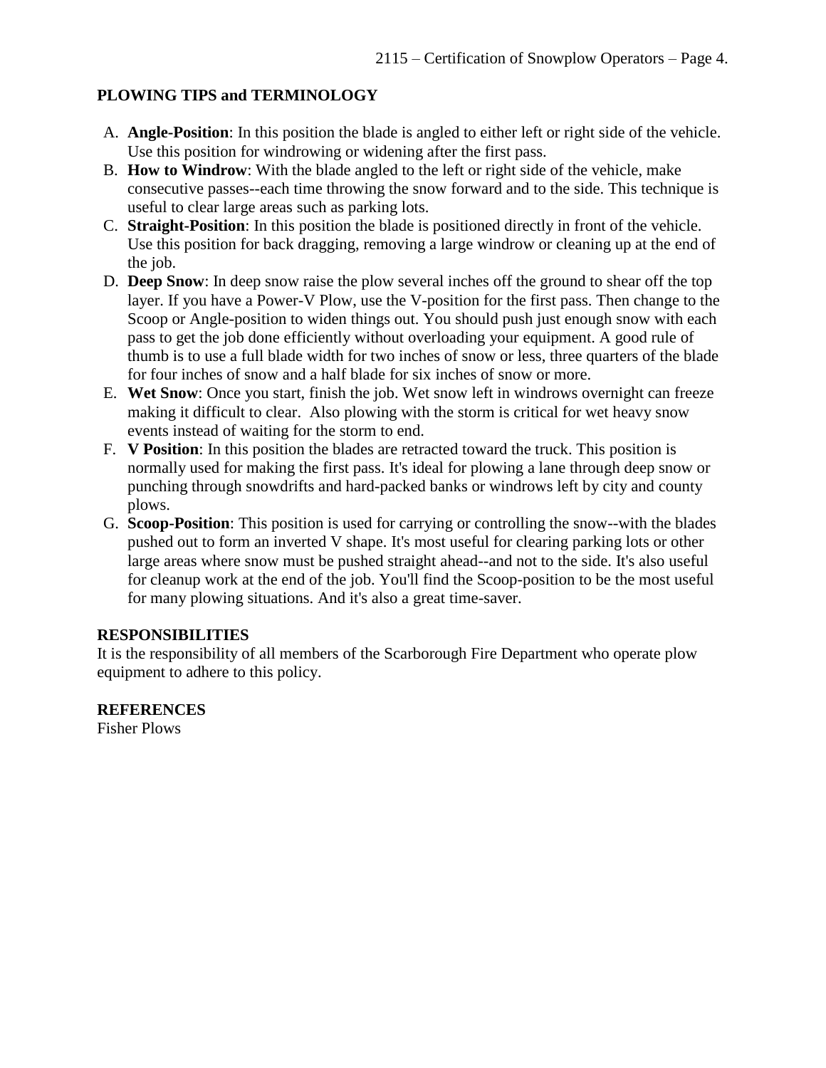## PLOWING TIPS and TERMINOLOGY

A. **Angle-Position**: In this position the blade is angled to either left or right side of the vehicle. Use this position for windrowing or widening after the first pass.
B. **How to Windrow**: With the blade angled to the left or right side of the vehicle, make consecutive passes--each time throwing the snow forward and to the side. This technique is useful to clear large areas such as parking lots.
C. **Straight-Position**: In this position the blade is positioned directly in front of the vehicle. Use this position for back dragging, removing a large windrow or cleaning up at the end of the job.
D. **Deep Snow**: In deep snow raise the plow several inches off the ground to shear off the top layer. If you have a Power-V Plow, use the V-position for the first pass. Then change to the Scoop or Angle-position to widen things out. You should push just enough snow with each pass to get the job done efficiently without overloading your equipment. A good rule of thumb is to use a full blade width for two inches of snow or less, three quarters of the blade for four inches of snow and a half blade for six inches of snow or more.
E. **Wet Snow**: Once you start, finish the job. Wet snow left in windrows overnight can freeze making it difficult to clear. Also plowing with the storm is critical for wet heavy snow events instead of waiting for the storm to end.
F. **V Position**: In this position the blades are retracted toward the truck. This position is normally used for making the first pass. It's ideal for plowing a lane through deep snow or punching through snowdrifts and hard-packed banks or windrows left by city and county plows.
G. **Scoop-Position**: This position is used for carrying or controlling the snow--with the blades pushed out to form an inverted V shape. It's most useful for clearing parking lots or other large areas where snow must be pushed straight ahead--and not to the side. It's also useful for cleanup work at the end of the job. You'll find the Scoop-position to be the most useful for many plowing situations. And it's also a great time-saver.

## RESPONSIBILITIES

It is the responsibility of all members of the Scarborough Fire Department who operate plow equipment to adhere to this policy.

## REFERENCES

Fisher Plows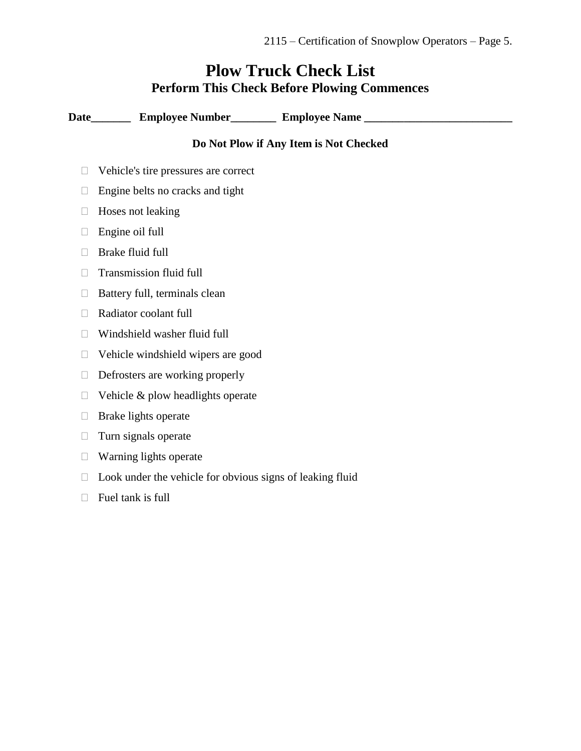# Plow Truck Check List

## Perform This Check Before Plowing Commences

**Date_______ Employee Number________ Employee Name __________________________**

**Do Not Plow if Any Item is Not Checked**

- ☐ Vehicle's tire pressures are correct
- ☐ Engine belts no cracks and tight
- ☐ Hoses not leaking
- ☐ Engine oil full
- ☐ Brake fluid full
- ☐ Transmission fluid full
- ☐ Battery full, terminals clean
- ☐ Radiator coolant full
- ☐ Windshield washer fluid full
- ☐ Vehicle windshield wipers are good
- ☐ Defrosters are working properly
- ☐ Vehicle & plow headlights operate
- ☐ Brake lights operate
- ☐ Turn signals operate
- ☐ Warning lights operate
- ☐ Look under the vehicle for obvious signs of leaking fluid
- ☐ Fuel tank is full